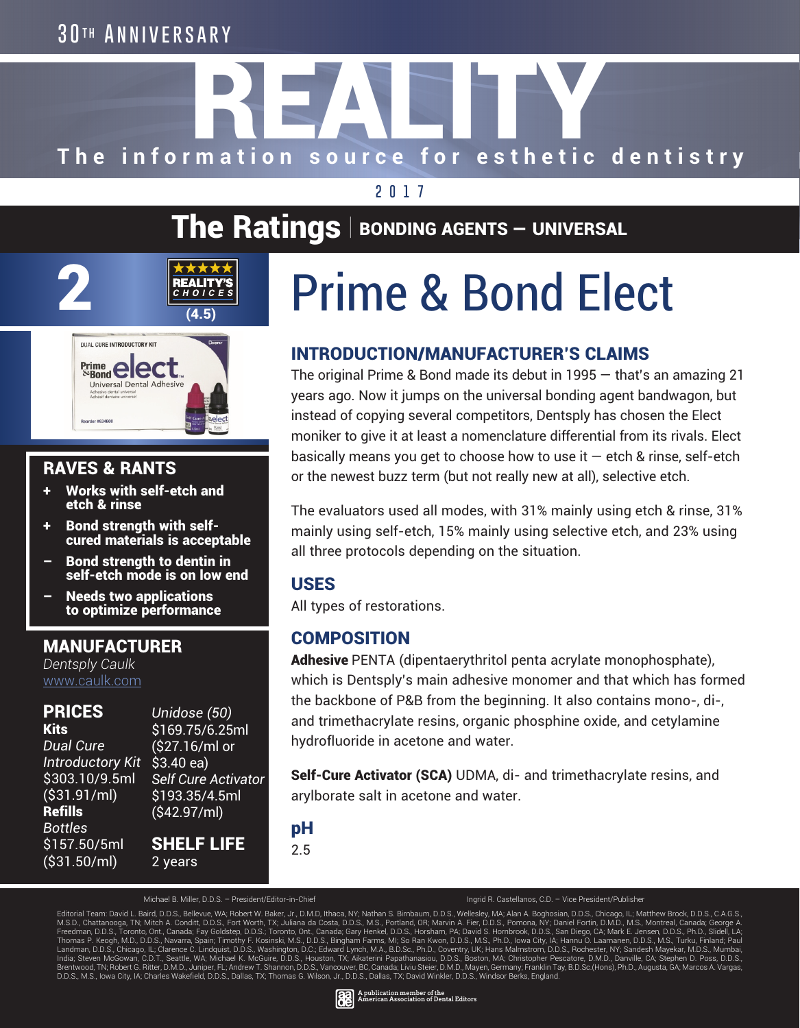30TH ANNIVERSARY

# REALITY

**The information source for esthetic dentistry**

2017

## The Ratings | BONDING AGENTS — UNIVERSAL

2

REALITY'S CHOICES (4.5)

# Prime & Bond Elect

### RAVES & RANTS

- \+ Works with self-etch and etch & rinse
- \+ Bond strength with self-cured materials is acceptable
- – Bond strength to dentin in self-etch mode is on low end
- – Needs two applications to optimize performance

### MANUFACTURER

*Dentsply Caulk*
www.caulk.com

### PRICES

**Kits**
*Dual Cure Introductory Kit*
$303.10/9.5ml ($31.91/ml)

**Refills**
*Bottles*
$157.50/5ml ($31.50/ml)

*Unidose (50)*
$169.75/6.25ml ($27.16/ml or $3.40 ea)

*Self Cure Activator*
$193.35/4.5ml ($42.97/ml)

### SHELF LIFE

2 years

## INTRODUCTION/MANUFACTURER'S CLAIMS

The original Prime & Bond made its debut in 1995 — that's an amazing 21 years ago. Now it jumps on the universal bonding agent bandwagon, but instead of copying several competitors, Dentsply has chosen the Elect moniker to give it at least a nomenclature differential from its rivals. Elect basically means you get to choose how to use it — etch & rinse, self-etch or the newest buzz term (but not really new at all), selective etch.

The evaluators used all modes, with 31% mainly using etch & rinse, 31% mainly using self-etch, 15% mainly using selective etch, and 23% using all three protocols depending on the situation.

## USES

All types of restorations.

## COMPOSITION

**Adhesive** PENTA (dipentaerythritol penta acrylate monophosphate), which is Dentsply's main adhesive monomer and that which has formed the backbone of P&B from the beginning. It also contains mono-, di-, and trimethacrylate resins, organic phosphine oxide, and cetylamine hydrofluoride in acetone and water.

**Self-Cure Activator (SCA)** UDMA, di- and trimethacrylate resins, and arylborate salt in acetone and water.

## pH

2.5

Michael B. Miller, D.D.S. – President/Editor-in-Chief    Ingrid R. Castellanos, C.D. – Vice President/Publisher

Editorial Team: David L. Baird, D.D.S., Bellevue, WA; Robert W. Baker, Jr., D.M.D, Ithaca, NY; Nathan S. Birnbaum, D.D.S., Wellesley, MA; Alan A. Boghosian, D.D.S., Chicago, IL; Matthew Brock, D.D.S., C.A.G.S., M.S.D., Chattanooga, TN; Mitch A. Conditt, D.D.S., Fort Worth, TX; Juliana da Costa, D.D.S., M.S., Portland, OR; Marvin A. Fier, D.D.S., Pomona, NY; Daniel Fortin, D.M.D., M.S., Montreal, Canada; George A. Freedman, D.D.S., Toronto, Ont., Canada; Fay Goldstep, D.D.S.; Toronto, Ont., Canada; Gary Henkel, D.D.S., Horsham, PA; David S. Hornbrook, D.D.S., San Diego, CA; Mark E. Jensen, D.D.S., Ph.D., Slidell, LA; Thomas P. Keogh, M.D., D.D.S., Navarra, Spain; Timothy F. Kosinski, M.S., D.D.S., Bingham Farms, MI; So Ran Kwon, D.D.S., M.S., Ph.D., Iowa City, IA; Hannu O. Laamanen, D.D.S., M.S., Turku, Finland; Paul Landman, D.D.S., Chicago, IL; Clarence C. Lindquist, D.D.S., Washington, D.C.; Edward Lynch, M.A., B.D.Sc., Ph.D., Coventry, UK; Hans Malmstrom, D.D.S., Rochester, NY; Sandesh Mayekar, M.D.S., Mumbai, India; Steven McGowan, C.D.T., Seattle, WA; Michael K. McGuire, D.D.S., Houston, TX; Aikaterini Papathanasiou, D.D.S., Boston, MA; Christopher Pescatore, D.M.D., Danville, CA; Stephen D. Poss, D.D.S., Brentwood, TN; Robert G. Ritter, D.M.D., Juniper, FL; Andrew T. Shannon, D.D.S., Vancouver, BC, Canada; Liviu Steier, D.M.D., Mayen, Germany; Franklin Tay, B.D.Sc.(Hons), Ph.D., Augusta, GA; Marcos A. Vargas, D.D.S., M.S., Iowa City, IA; Charles Wakefield, D.D.S., Dallas, TX; Thomas G. Wilson, Jr., D.D.S., Dallas, TX; David Winkler, D.D.S., Windsor Berks, England.

A publication member of the American Association of Dental Editors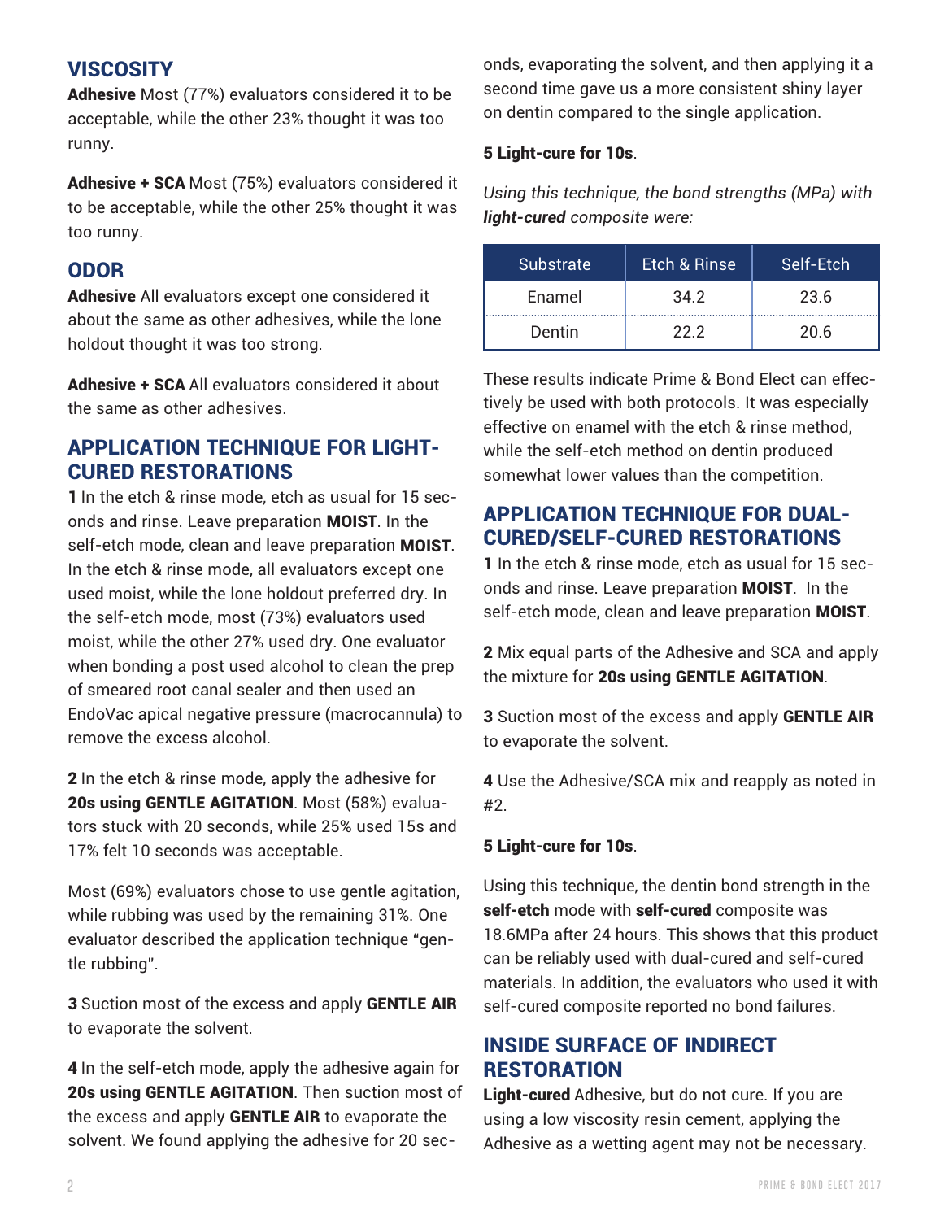## VISCOSITY

**Adhesive** Most (77%) evaluators considered it to be acceptable, while the other 23% thought it was too runny.

**Adhesive + SCA** Most (75%) evaluators considered it to be acceptable, while the other 25% thought it was too runny.

## ODOR

**Adhesive** All evaluators except one considered it about the same as other adhesives, while the lone holdout thought it was too strong.

**Adhesive + SCA** All evaluators considered it about the same as other adhesives.

## APPLICATION TECHNIQUE FOR LIGHT-CURED RESTORATIONS

**1** In the etch & rinse mode, etch as usual for 15 seconds and rinse. Leave preparation **MOIST**. In the self-etch mode, clean and leave preparation **MOIST**. In the etch & rinse mode, all evaluators except one used moist, while the lone holdout preferred dry. In the self-etch mode, most (73%) evaluators used moist, while the other 27% used dry. One evaluator when bonding a post used alcohol to clean the prep of smeared root canal sealer and then used an EndoVac apical negative pressure (macrocannula) to remove the excess alcohol.

**2** In the etch & rinse mode, apply the adhesive for **20s using GENTLE AGITATION**. Most (58%) evaluators stuck with 20 seconds, while 25% used 15s and 17% felt 10 seconds was acceptable.

Most (69%) evaluators chose to use gentle agitation, while rubbing was used by the remaining 31%. One evaluator described the application technique "gentle rubbing".

**3** Suction most of the excess and apply **GENTLE AIR** to evaporate the solvent.

**4** In the self-etch mode, apply the adhesive again for **20s using GENTLE AGITATION**. Then suction most of the excess and apply **GENTLE AIR** to evaporate the solvent. We found applying the adhesive for 20 seconds, evaporating the solvent, and then applying it a second time gave us a more consistent shiny layer on dentin compared to the single application.

**5 Light-cure for 10s**.

*Using this technique, the bond strengths (MPa) with **light-cured** composite were:*

| Substrate | Etch & Rinse | Self-Etch |
|---|---|---|
| Enamel | 34.2 | 23.6 |
| Dentin | 22.2 | 20.6 |

These results indicate Prime & Bond Elect can effectively be used with both protocols. It was especially effective on enamel with the etch & rinse method, while the self-etch method on dentin produced somewhat lower values than the competition.

## APPLICATION TECHNIQUE FOR DUAL-CURED/SELF-CURED RESTORATIONS

**1** In the etch & rinse mode, etch as usual for 15 seconds and rinse. Leave preparation **MOIST**. In the self-etch mode, clean and leave preparation **MOIST**.

**2** Mix equal parts of the Adhesive and SCA and apply the mixture for **20s using GENTLE AGITATION**.

**3** Suction most of the excess and apply **GENTLE AIR** to evaporate the solvent.

**4** Use the Adhesive/SCA mix and reapply as noted in #2.

**5 Light-cure for 10s**.

Using this technique, the dentin bond strength in the **self-etch** mode with **self-cured** composite was 18.6MPa after 24 hours. This shows that this product can be reliably used with dual-cured and self-cured materials. In addition, the evaluators who used it with self-cured composite reported no bond failures.

## INSIDE SURFACE OF INDIRECT RESTORATION

**Light-cured** Adhesive, but do not cure. If you are using a low viscosity resin cement, applying the Adhesive as a wetting agent may not be necessary.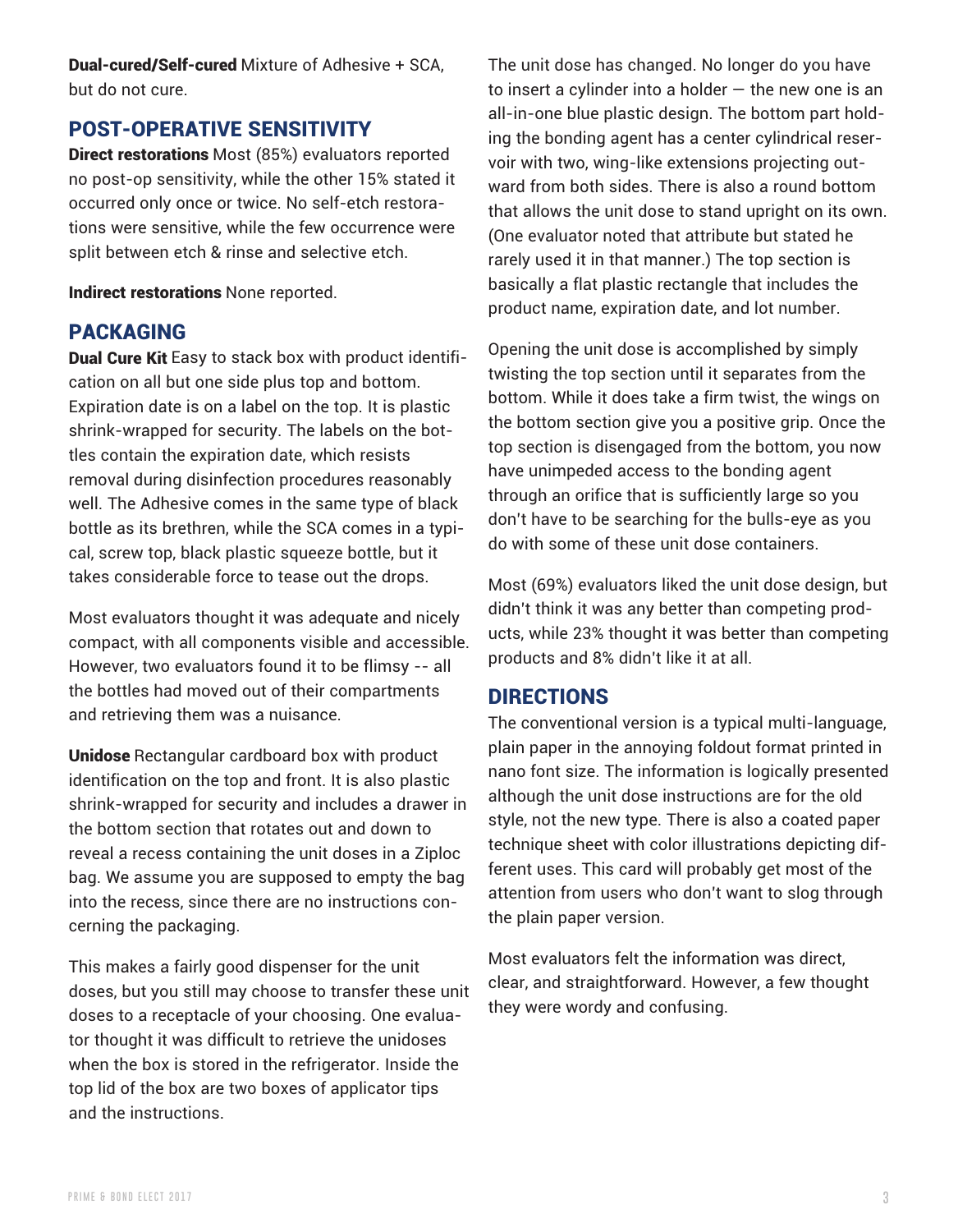**Dual-cured/Self-cured** Mixture of Adhesive + SCA, but do not cure.

## POST-OPERATIVE SENSITIVITY

**Direct restorations** Most (85%) evaluators reported no post-op sensitivity, while the other 15% stated it occurred only once or twice. No self-etch restorations were sensitive, while the few occurrence were split between etch & rinse and selective etch.

**Indirect restorations** None reported.

## PACKAGING

**Dual Cure Kit** Easy to stack box with product identification on all but one side plus top and bottom. Expiration date is on a label on the top. It is plastic shrink-wrapped for security. The labels on the bottles contain the expiration date, which resists removal during disinfection procedures reasonably well. The Adhesive comes in the same type of black bottle as its brethren, while the SCA comes in a typical, screw top, black plastic squeeze bottle, but it takes considerable force to tease out the drops.

Most evaluators thought it was adequate and nicely compact, with all components visible and accessible. However, two evaluators found it to be flimsy -- all the bottles had moved out of their compartments and retrieving them was a nuisance.

**Unidose** Rectangular cardboard box with product identification on the top and front. It is also plastic shrink-wrapped for security and includes a drawer in the bottom section that rotates out and down to reveal a recess containing the unit doses in a Ziploc bag. We assume you are supposed to empty the bag into the recess, since there are no instructions concerning the packaging.

This makes a fairly good dispenser for the unit doses, but you still may choose to transfer these unit doses to a receptacle of your choosing. One evaluator thought it was difficult to retrieve the unidoses when the box is stored in the refrigerator. Inside the top lid of the box are two boxes of applicator tips and the instructions.

The unit dose has changed. No longer do you have to insert a cylinder into a holder — the new one is an all-in-one blue plastic design. The bottom part holding the bonding agent has a center cylindrical reservoir with two, wing-like extensions projecting outward from both sides. There is also a round bottom that allows the unit dose to stand upright on its own. (One evaluator noted that attribute but stated he rarely used it in that manner.) The top section is basically a flat plastic rectangle that includes the product name, expiration date, and lot number.

Opening the unit dose is accomplished by simply twisting the top section until it separates from the bottom. While it does take a firm twist, the wings on the bottom section give you a positive grip. Once the top section is disengaged from the bottom, you now have unimpeded access to the bonding agent through an orifice that is sufficiently large so you don't have to be searching for the bulls-eye as you do with some of these unit dose containers.

Most (69%) evaluators liked the unit dose design, but didn't think it was any better than competing products, while 23% thought it was better than competing products and 8% didn't like it at all.

## DIRECTIONS

The conventional version is a typical multi-language, plain paper in the annoying foldout format printed in nano font size. The information is logically presented although the unit dose instructions are for the old style, not the new type. There is also a coated paper technique sheet with color illustrations depicting different uses. This card will probably get most of the attention from users who don't want to slog through the plain paper version.

Most evaluators felt the information was direct, clear, and straightforward. However, a few thought they were wordy and confusing.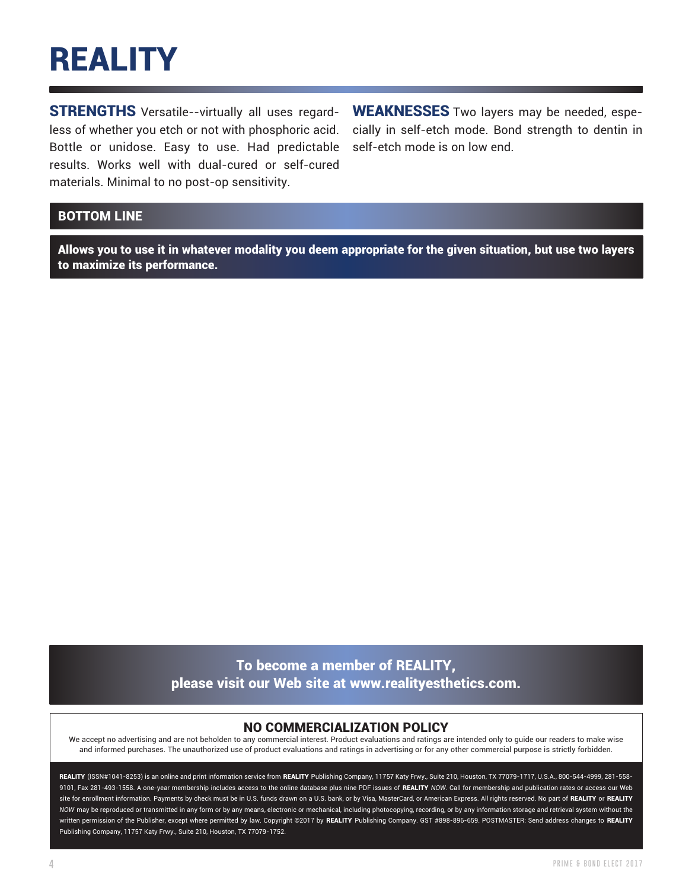# REALITY

**STRENGTHS** Versatile--virtually all uses regardless of whether you etch or not with phosphoric acid. Bottle or unidose. Easy to use. Had predictable results. Works well with dual-cured or self-cured materials. Minimal to no post-op sensitivity.

**WEAKNESSES** Two layers may be needed, especially in self-etch mode. Bond strength to dentin in self-etch mode is on low end.

## BOTTOM LINE

**Allows you to use it in whatever modality you deem appropriate for the given situation, but use two layers to maximize its performance.**

**To become a member of REALITY, please visit our Web site at www.realityesthetics.com.**

## NO COMMERCIALIZATION POLICY

We accept no advertising and are not beholden to any commercial interest. Product evaluations and ratings are intended only to guide our readers to make wise and informed purchases. The unauthorized use of product evaluations and ratings in advertising or for any other commercial purpose is strictly forbidden.

**REALITY** (ISSN#1041-8253) is an online and print information service from **REALITY** Publishing Company, 11757 Katy Frwy., Suite 210, Houston, TX 77079-1717, U.S.A., 800-544-4999, 281-558-9101, Fax 281-493-1558. A one-year membership includes access to the online database plus nine PDF issues of **REALITY** *NOW*. Call for membership and publication rates or access our Web site for enrollment information. Payments by check must be in U.S. funds drawn on a U.S. bank, or by Visa, MasterCard, or American Express. All rights reserved. No part of **REALITY** or **REALITY** *NOW* may be reproduced or transmitted in any form or by any means, electronic or mechanical, including photocopying, recording, or by any information storage and retrieval system without the written permission of the Publisher, except where permitted by law. Copyright ©2017 by **REALITY** Publishing Company. GST #898-896-659. POSTMASTER: Send address changes to **REALITY** Publishing Company, 11757 Katy Frwy., Suite 210, Houston, TX 77079-1752.